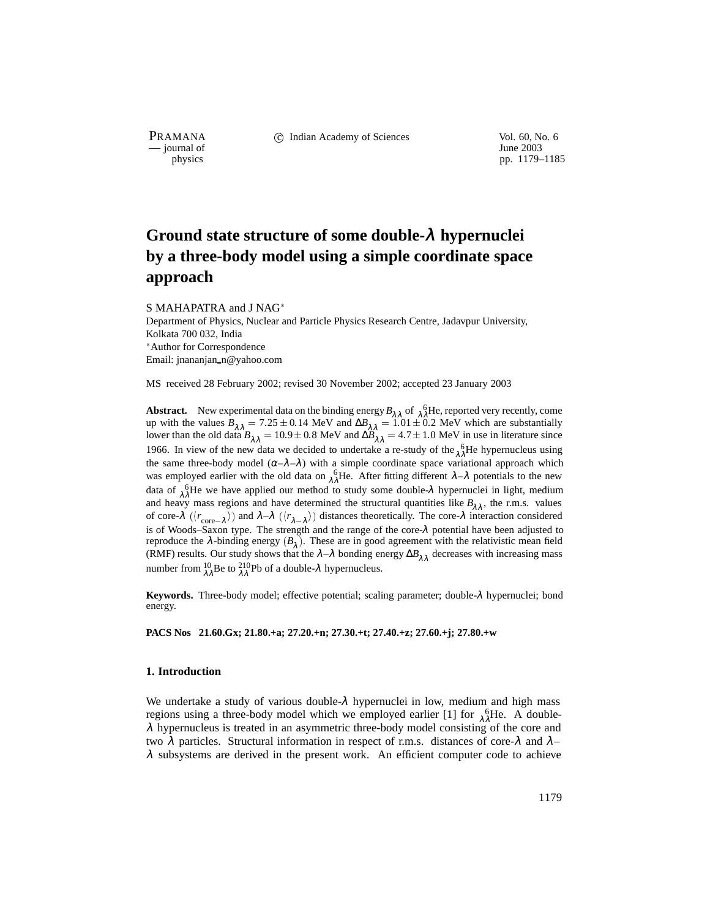# Ground state structure of some double-$\lambda$ hypernuclei by a three-body model using a simple coordinate space approach

S MAHAPATRA and J NAG*

Department of Physics, Nuclear and Particle Physics Research Centre, Jadavpur University, Kolkata 700 032, India

*Author for Correspondence

Email: jnananjan_n@yahoo.com

MS received 28 February 2002; revised 30 November 2002; accepted 23 January 2003

**Abstract.** New experimental data on the binding energy $B_{\lambda\lambda}$ of ${}_{\lambda\lambda}^{6}$He, reported very recently, come up with the values $B_{\lambda\lambda} = 7.25 \pm 0.14$ MeV and $\Delta B_{\lambda\lambda} = 1.01 \pm 0.2$ MeV which are substantially lower than the old data $B_{\lambda\lambda} = 10.9 \pm 0.8$ MeV and $\Delta B_{\lambda\lambda} = 4.7 \pm 1.0$ MeV in use in literature since 1966. In view of the new data we decided to undertake a re-study of the ${}_{\lambda\lambda}^{6}$He hypernucleus using the same three-body model ($\alpha$–$\lambda$–$\lambda$) with a simple coordinate space variational approach which was employed earlier with the old data on ${}_{\lambda\lambda}^{6}$He. After fitting different $\lambda$–$\lambda$ potentials to the new data of ${}_{\lambda\lambda}^{6}$He we have applied our method to study some double-$\lambda$ hypernuclei in light, medium and heavy mass regions and have determined the structural quantities like $B_{\lambda\lambda}$, the r.m.s. values of core-$\lambda$ ($\langle r_{\text{core}-\lambda}\rangle$) and $\lambda$–$\lambda$ ($\langle r_{\lambda-\lambda}\rangle$) distances theoretically. The core-$\lambda$ interaction considered is of Woods–Saxon type. The strength and the range of the core-$\lambda$ potential have been adjusted to reproduce the $\lambda$-binding energy ($B_{\lambda}$). These are in good agreement with the relativistic mean field (RMF) results. Our study shows that the $\lambda$–$\lambda$ bonding energy $\Delta B_{\lambda\lambda}$ decreases with increasing mass number from ${}_{\lambda\lambda}^{10}$Be to ${}_{\lambda\lambda}^{210}$Pb of a double-$\lambda$ hypernucleus.

**Keywords.** Three-body model; effective potential; scaling parameter; double-$\lambda$ hypernuclei; bond energy.

**PACS Nos 21.60.Gx; 21.80.+a; 27.20.+n; 27.30.+t; 27.40.+z; 27.60.+j; 27.80.+w**

## 1. Introduction

We undertake a study of various double-$\lambda$ hypernuclei in low, medium and high mass regions using a three-body model which we employed earlier [1] for ${}_{\lambda\lambda}^{6}$He. A double-$\lambda$ hypernucleus is treated in an asymmetric three-body model consisting of the core and two $\lambda$ particles. Structural information in respect of r.m.s. distances of core-$\lambda$ and $\lambda$–$\lambda$ subsystems are derived in the present work. An efficient computer code to achieve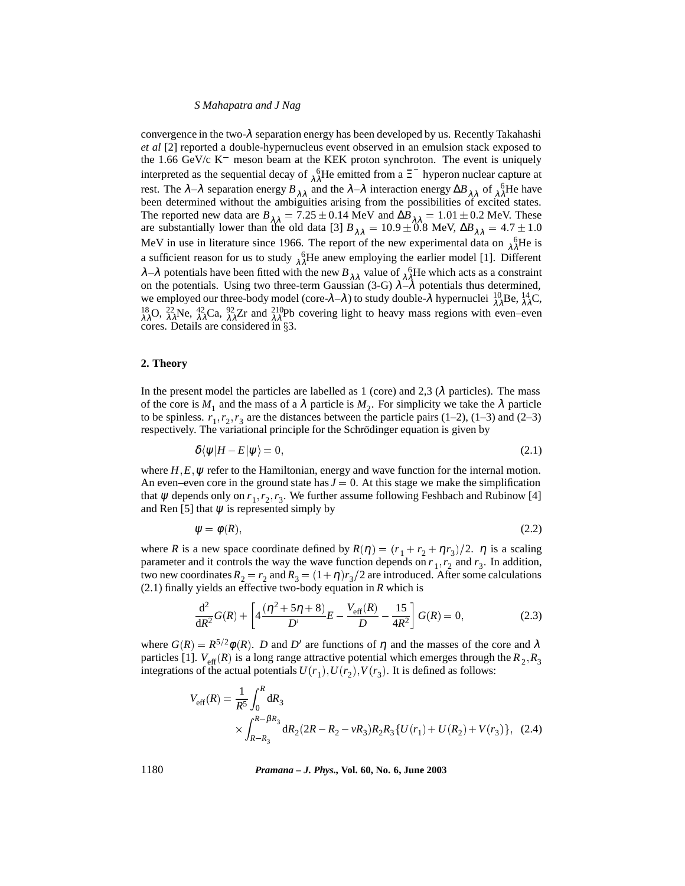convergence in the two-$\lambda$ separation energy has been developed by us. Recently Takahashi *et al* [2] reported a double-hypernucleus event observed in an emulsion stack exposed to the 1.66 GeV/c $K^-$ meson beam at the KEK proton synchrotron. The event is uniquely interpreted as the sequential decay of ${}^{6}_{\lambda\lambda}$He emitted from a $\Xi^-$ hyperon nuclear capture at rest. The $\lambda$–$\lambda$ separation energy $B_{\lambda\lambda}$ and the $\lambda$–$\lambda$ interaction energy $\Delta B_{\lambda\lambda}$ of ${}^{6}_{\lambda\lambda}$He have been determined without the ambiguities arising from the possibilities of excited states. The reported new data are $B_{\lambda\lambda} = 7.25 \pm 0.14$ MeV and $\Delta B_{\lambda\lambda} = 1.01 \pm 0.2$ MeV. These are substantially lower than the old data [3] $B_{\lambda\lambda} = 10.9 \pm 0.8$ MeV, $\Delta B_{\lambda\lambda} = 4.7 \pm 1.0$ MeV in use in literature since 1966. The report of the new experimental data on ${}^{6}_{\lambda\lambda}$He is a sufficient reason for us to study ${}^{6}_{\lambda\lambda}$He anew employing the earlier model [1]. Different $\lambda$–$\lambda$ potentials have been fitted with the new $B_{\lambda\lambda}$ value of ${}^{6}_{\lambda\lambda}$He which acts as a constraint on the potentials. Using two three-term Gaussian (3-G) $\lambda$–$\lambda$ potentials thus determined, we employed our three-body model (core-$\lambda$–$\lambda$) to study double-$\lambda$ hypernuclei ${}^{10}_{\lambda\lambda}$Be, ${}^{14}_{\lambda\lambda}$C, ${}^{18}_{\lambda\lambda}$O, ${}^{22}_{\lambda\lambda}$Ne, ${}^{42}_{\lambda\lambda}$Ca, ${}^{92}_{\lambda\lambda}$Zr and ${}^{210}_{\lambda\lambda}$Pb covering light to heavy mass regions with even–even cores. Details are considered in §3.

## 2. Theory

In the present model the particles are labelled as 1 (core) and 2,3 ($\lambda$ particles). The mass of the core is $M_1$ and the mass of a $\lambda$ particle is $M_2$. For simplicity we take the $\lambda$ particle to be spinless. $r_1, r_2, r_3$ are the distances between the particle pairs (1–2), (1–3) and (2–3) respectively. The variational principle for the Schrödinger equation is given by

$$\delta\langle\psi|H - E|\psi\rangle = 0, \tag{2.1}$$

where $H, E, \psi$ refer to the Hamiltonian, energy and wave function for the internal motion. An even–even core in the ground state has $J = 0$. At this stage we make the simplification that $\psi$ depends only on $r_1, r_2, r_3$. We further assume following Feshbach and Rubinow [4] and Ren [5] that $\psi$ is represented simply by

$$\psi = \phi(R), \tag{2.2}$$

where $R$ is a new space coordinate defined by $R(\eta) = (r_1 + r_2 + \eta r_3)/2$. $\eta$ is a scaling parameter and it controls the way the wave function depends on $r_1, r_2$ and $r_3$. In addition, two new coordinates $R_2 = r_2$ and $R_3 = (1+\eta)r_3/2$ are introduced. After some calculations (2.1) finally yields an effective two-body equation in $R$ which is

$$\frac{\mathrm{d}^2}{\mathrm{d}R^2}G(R) + \left[4\frac{(\eta^2 + 5\eta + 8)}{D'}E - \frac{V_{\text{eff}}(R)}{D} - \frac{15}{4R^2}\right]G(R) = 0, \tag{2.3}$$

where $G(R) = R^{5/2}\phi(R)$. $D$ and $D'$ are functions of $\eta$ and the masses of the core and $\lambda$ particles [1]. $V_{\text{eff}}(R)$ is a long range attractive potential which emerges through the $R_2, R_3$ integrations of the actual potentials $U(r_1), U(r_2), V(r_3)$. It is defined as follows:

$$V_{\text{eff}}(R) = \frac{1}{R^5}\int_0^R \mathrm{d}R_3 \times \int_{R-R_3}^{R-\beta R_3} \mathrm{d}R_2 (2R - R_2 - \nu R_3) R_2 R_3 \{U(r_1) + U(R_2) + V(r_3)\}, \tag{2.4}$$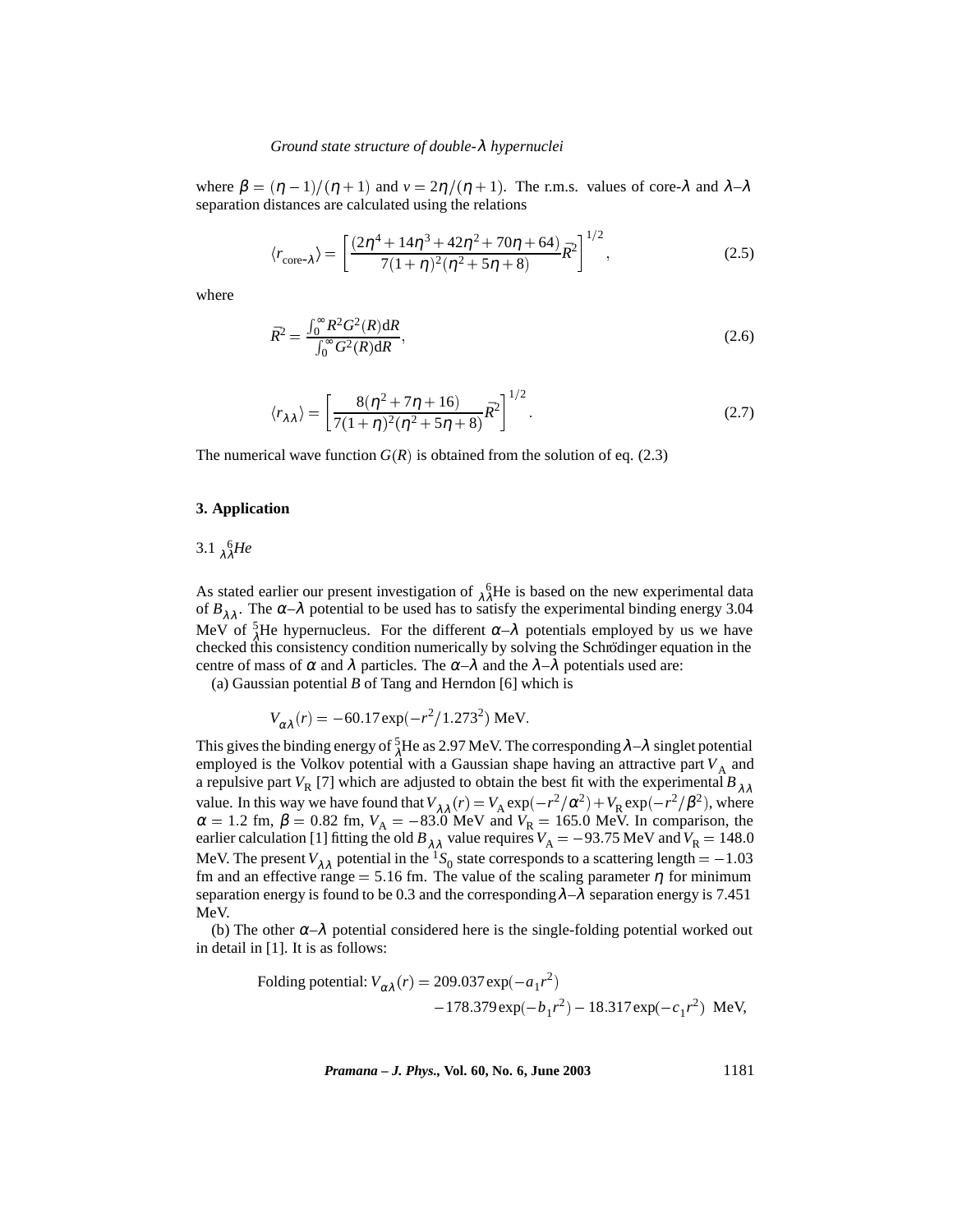where $\beta = (\eta - 1)/(\eta + 1)$ and $v = 2\eta/(\eta + 1)$. The r.m.s. values of core-$\lambda$ and $\lambda$–$\lambda$ separation distances are calculated using the relations

$$\langle r_{\text{core-}\lambda} \rangle = \left[ \frac{(2\eta^4 + 14\eta^3 + 42\eta^2 + 70\eta + 64)}{7(1+\eta)^2(\eta^2 + 5\eta + 8)} \bar{R}^2 \right]^{1/2}, \tag{2.5}$$

where

$$\bar{R}^2 = \frac{\int_0^\infty R^2 G^2(R) \mathrm{d}R}{\int_0^\infty G^2(R) \mathrm{d}R}, \tag{2.6}$$

$$\langle r_{\lambda\lambda} \rangle = \left[ \frac{8(\eta^2 + 7\eta + 16)}{7(1+\eta)^2(\eta^2 + 5\eta + 8)} \bar{R}^2 \right]^{1/2}. \tag{2.7}$$

The numerical wave function $G(R)$ is obtained from the solution of eq. (2.3)

## 3. Application

### 3.1 ${}_{\lambda\lambda}^{6}He$

As stated earlier our present investigation of ${}_{\lambda\lambda}^{6}$He is based on the new experimental data of $B_{\lambda\lambda}$. The $\alpha$–$\lambda$ potential to be used has to satisfy the experimental binding energy 3.04 MeV of ${}_{\lambda}^{5}$He hypernucleus. For the different $\alpha$–$\lambda$ potentials employed by us we have checked this consistency condition numerically by solving the Schrödinger equation in the centre of mass of $\alpha$ and $\lambda$ particles. The $\alpha$–$\lambda$ and the $\lambda$–$\lambda$ potentials used are:

(a) Gaussian potential $B$ of Tang and Herndon [6] which is

$$V_{\alpha\lambda}(r) = -60.17 \exp(-r^2/1.273^2) \text{ MeV}.$$

This gives the binding energy of ${}_{\lambda}^{5}$He as 2.97 MeV. The corresponding $\lambda$–$\lambda$ singlet potential employed is the Volkov potential with a Gaussian shape having an attractive part $V_{\text{A}}$ and a repulsive part $V_{\text{R}}$ [7] which are adjusted to obtain the best fit with the experimental $B_{\lambda\lambda}$ value. In this way we have found that $V_{\lambda\lambda}(r) = V_{\text{A}} \exp(-r^2/\alpha^2) + V_{\text{R}} \exp(-r^2/\beta^2)$, where $\alpha = 1.2$ fm, $\beta = 0.82$ fm, $V_{\text{A}} = -83.0$ MeV and $V_{\text{R}} = 165.0$ MeV. In comparison, the earlier calculation [1] fitting the old $B_{\lambda\lambda}$ value requires $V_{\text{A}} = -93.75$ MeV and $V_{\text{R}} = 148.0$ MeV. The present $V_{\lambda\lambda}$ potential in the ${}^{1}S_0$ state corresponds to a scattering length $= -1.03$ fm and an effective range $= 5.16$ fm. The value of the scaling parameter $\eta$ for minimum separation energy is found to be 0.3 and the corresponding $\lambda$–$\lambda$ separation energy is 7.451 MeV.

(b) The other $\alpha$–$\lambda$ potential considered here is the single-folding potential worked out in detail in [1]. It is as follows:

$$\text{Folding potential: } V_{\alpha\lambda}(r) = 209.037 \exp(-a_1 r^2) - 178.379 \exp(-b_1 r^2) - 18.317 \exp(-c_1 r^2) \text{ MeV},$$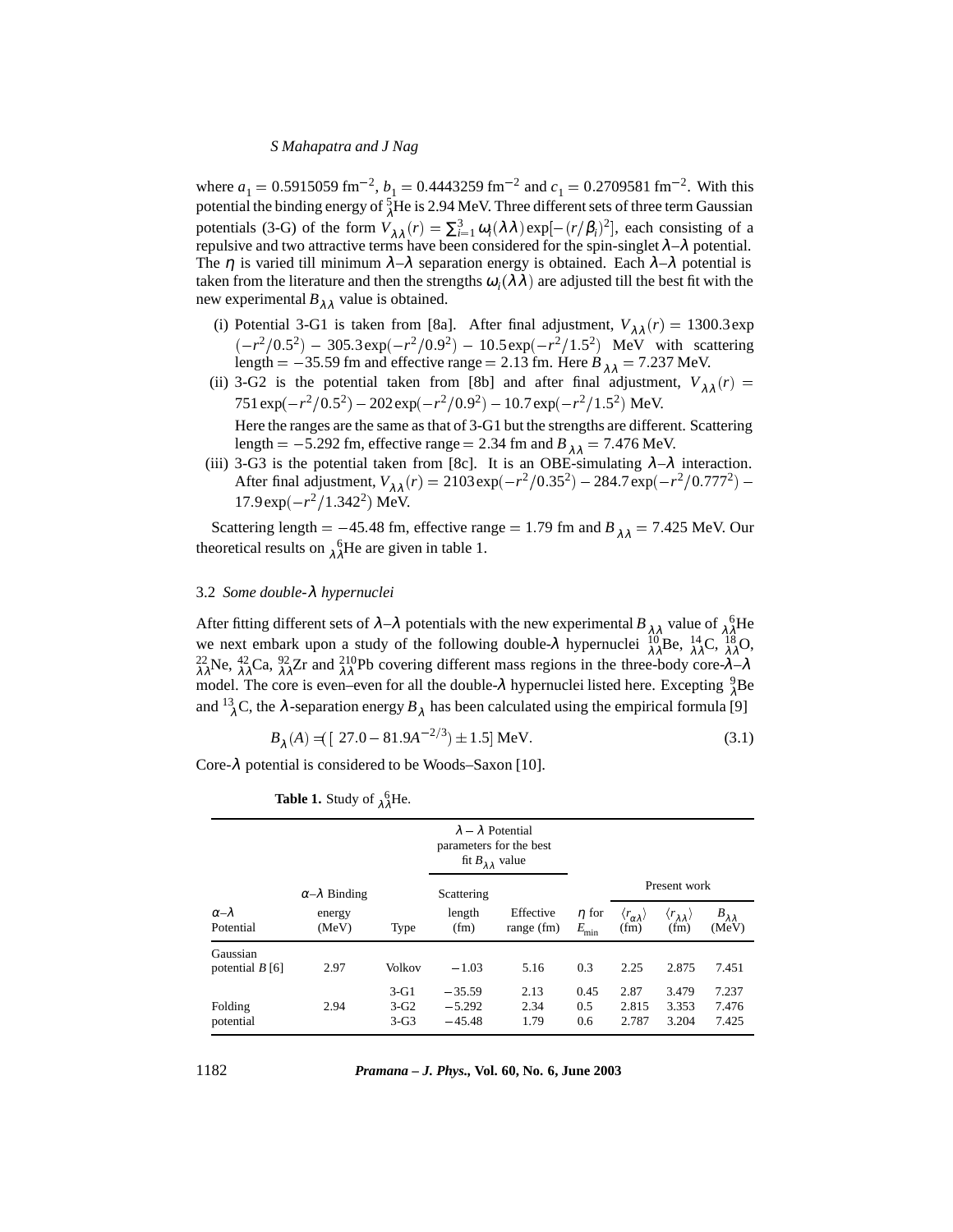where $a_1 = 0.5915059$ fm$^{-2}$, $b_1 = 0.4443259$ fm$^{-2}$ and $c_1 = 0.2709581$ fm$^{-2}$. With this potential the binding energy of ${}^{5}_{\lambda}$He is 2.94 MeV. Three different sets of three term Gaussian potentials (3-G) of the form $V_{\lambda\lambda}(r) = \sum_{i=1}^{3} \omega_i(\lambda\lambda) \exp[-(r/\beta_i)^2]$, each consisting of a repulsive and two attractive terms have been considered for the spin-singlet $\lambda$–$\lambda$ potential. The $\eta$ is varied till minimum $\lambda$–$\lambda$ separation energy is obtained. Each $\lambda$–$\lambda$ potential is taken from the literature and then the strengths $\omega_i(\lambda\lambda)$ are adjusted till the best fit with the new experimental $B_{\lambda\lambda}$ value is obtained.

(i) Potential 3-G1 is taken from [8a]. After final adjustment, $V_{\lambda\lambda}(r) = 1300.3 \exp(-r^2/0.5^2) - 305.3 \exp(-r^2/0.9^2) - 10.5 \exp(-r^2/1.5^2)$ MeV with scattering length $= -35.59$ fm and effective range $= 2.13$ fm. Here $B_{\lambda\lambda} = 7.237$ MeV.

(ii) 3-G2 is the potential taken from [8b] and after final adjustment, $V_{\lambda\lambda}(r) = 751 \exp(-r^2/0.5^2) - 202 \exp(-r^2/0.9^2) - 10.7 \exp(-r^2/1.5^2)$ MeV.

Here the ranges are the same as that of 3-G1 but the strengths are different. Scattering length $= -5.292$ fm, effective range $= 2.34$ fm and $B_{\lambda\lambda} = 7.476$ MeV.

(iii) 3-G3 is the potential taken from [8c]. It is an OBE-simulating $\lambda$–$\lambda$ interaction. After final adjustment, $V_{\lambda\lambda}(r) = 2103 \exp(-r^2/0.35^2) - 284.7 \exp(-r^2/0.777^2) - 17.9 \exp(-r^2/1.342^2)$ MeV.

Scattering length $= -45.48$ fm, effective range $= 1.79$ fm and $B_{\lambda\lambda} = 7.425$ MeV. Our theoretical results on ${}^{6}_{\lambda\lambda}$He are given in table 1.

### 3.2 *Some double-$\lambda$ hypernuclei*

After fitting different sets of $\lambda$–$\lambda$ potentials with the new experimental $B_{\lambda\lambda}$ value of ${}^{6}_{\lambda\lambda}$He we next embark upon a study of the following double-$\lambda$ hypernuclei ${}^{10}_{\lambda\lambda}$Be, ${}^{14}_{\lambda\lambda}$C, ${}^{18}_{\lambda\lambda}$O, ${}^{22}_{\lambda\lambda}$Ne, ${}^{42}_{\lambda\lambda}$Ca, ${}^{92}_{\lambda\lambda}$Zr and ${}^{210}_{\lambda\lambda}$Pb covering different mass regions in the three-body core-$\lambda$–$\lambda$ model. The core is even–even for all the double-$\lambda$ hypernuclei listed here. Excepting ${}^{9}_{\lambda}$Be and ${}^{13}_{\lambda}$C, the $\lambda$-separation energy $B_{\lambda}$ has been calculated using the empirical formula [9]

$$B_{\lambda}(A) = ([\,27.0 - 81.9A^{-2/3}) \pm 1.5]\ \text{MeV}. \tag{3.1}$$

Core-$\lambda$ potential is considered to be Woods–Saxon [10].

**Table 1.** Study of ${}^{6}_{\lambda\lambda}$He.

| $\alpha$–$\lambda$ Potential | $\alpha$–$\lambda$ Binding energy (MeV) | $\lambda - \lambda$ Potential parameters for the best fit $B_{\lambda\lambda}$ value: Type | Scattering length (fm) | Effective range (fm) | $\eta$ for $E_{\min}$ | Present work: $\langle r_{\alpha\lambda}\rangle$ (fm) | $\langle r_{\lambda\lambda}\rangle$ (fm) | $B_{\lambda\lambda}$ (MeV) |
|---|---|---|---|---|---|---|---|---|
| Gaussian potential $B$ [6] | 2.97 | Volkov | $-1.03$ | 5.16 | 0.3 | 2.25 | 2.875 | 7.451 |
| Folding potential | 2.94 | 3-G1 | $-35.59$ | 2.13 | 0.45 | 2.87 | 3.479 | 7.237 |
| | | 3-G2 | $-5.292$ | 2.34 | 0.5 | 2.815 | 3.353 | 7.476 |
| | | 3-G3 | $-45.48$ | 1.79 | 0.6 | 2.787 | 3.204 | 7.425 |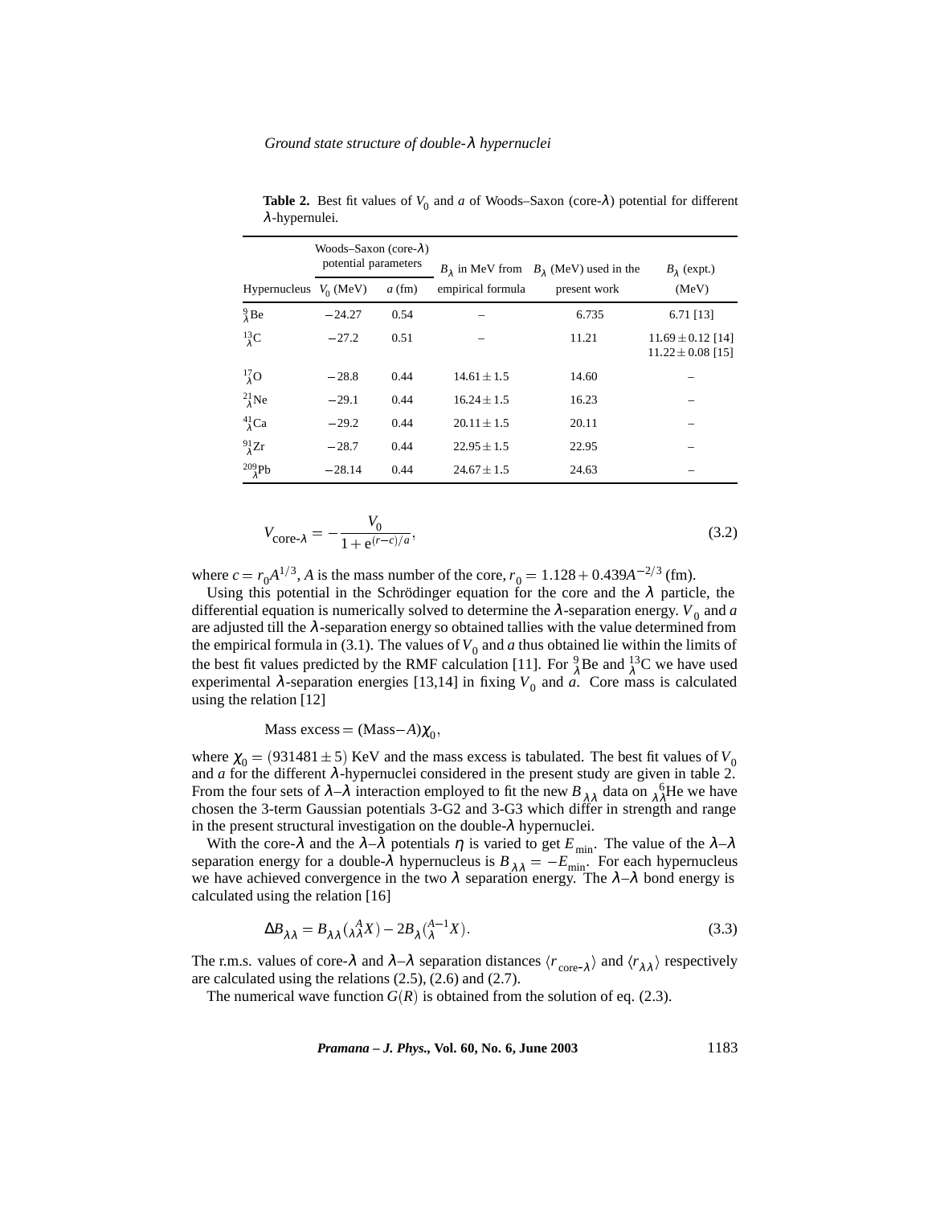**Table 2.** Best fit values of $V_0$ and $a$ of Woods–Saxon (core-$\lambda$) potential for different $\lambda$-hypernulei.

| Hypernucleus | Woods–Saxon (core-$\lambda$) potential parameters $V_0$ (MeV) | $a$ (fm) | $B_\lambda$ in MeV from empirical formula | $B_\lambda$ (MeV) used in the present work | $B_\lambda$ (expt.) (MeV) |
|---|---|---|---|---|---|
| ${}^{9}_{\lambda}$Be | $-24.27$ | 0.54 | – | 6.735 | 6.71 [13] |
| ${}^{13}_{\lambda}$C | $-27.2$ | 0.51 | – | 11.21 | $11.69 \pm 0.12$ [14] $11.22 \pm 0.08$ [15] |
| ${}^{17}_{\lambda}$O | $-28.8$ | 0.44 | $14.61 \pm 1.5$ | 14.60 | – |
| ${}^{21}_{\lambda}$Ne | $-29.1$ | 0.44 | $16.24 \pm 1.5$ | 16.23 | – |
| ${}^{41}_{\lambda}$Ca | $-29.2$ | 0.44 | $20.11 \pm 1.5$ | 20.11 | – |
| ${}^{91}_{\lambda}$Zr | $-28.7$ | 0.44 | $22.95 \pm 1.5$ | 22.95 | – |
| ${}^{209}_{\lambda}$Pb | $-28.14$ | 0.44 | $24.67 \pm 1.5$ | 24.63 | – |

$$V_{\text{core-}\lambda} = -\frac{V_0}{1+\mathrm{e}^{(r-c)/a}}, \tag{3.2}$$

where $c = r_0 A^{1/3}$, $A$ is the mass number of the core, $r_0 = 1.128 + 0.439A^{-2/3}$ (fm).

Using this potential in the Schrödinger equation for the core and the $\lambda$ particle, the differential equation is numerically solved to determine the $\lambda$-separation energy. $V_0$ and $a$ are adjusted till the $\lambda$-separation energy so obtained tallies with the value determined from the empirical formula in (3.1). The values of $V_0$ and $a$ thus obtained lie within the limits of the best fit values predicted by the RMF calculation [11]. For ${}^{9}_{\lambda}$Be and ${}^{13}_{\lambda}$C we have used experimental $\lambda$-separation energies [13,14] in fixing $V_0$ and $a$. Core mass is calculated using the relation [12]

$$\text{Mass excess} = (\text{Mass} - A)\chi_0,$$

where $\chi_0 = (931481 \pm 5)$ KeV and the mass excess is tabulated. The best fit values of $V_0$ and $a$ for the different $\lambda$-hypernuclei considered in the present study are given in table 2. From the four sets of $\lambda$–$\lambda$ interaction employed to fit the new $B_{\lambda\lambda}$ data on ${}^{6}_{\lambda\lambda}$He we have chosen the 3-term Gaussian potentials 3-G2 and 3-G3 which differ in strength and range in the present structural investigation on the double-$\lambda$ hypernuclei.

With the core-$\lambda$ and the $\lambda$–$\lambda$ potentials $\eta$ is varied to get $E_{\min}$. The value of the $\lambda$–$\lambda$ separation energy for a double-$\lambda$ hypernucleus is $B_{\lambda\lambda} = -E_{\min}$. For each hypernucleus we have achieved convergence in the two $\lambda$ separation energy. The $\lambda$–$\lambda$ bond energy is calculated using the relation [16]

$$\Delta B_{\lambda\lambda} = B_{\lambda\lambda}({}^{A}_{\lambda\lambda}X) - 2B_{\lambda}({}^{A-1}_{\lambda}X). \tag{3.3}$$

The r.m.s. values of core-$\lambda$ and $\lambda$–$\lambda$ separation distances $\langle r_{\text{core-}\lambda}\rangle$ and $\langle r_{\lambda\lambda}\rangle$ respectively are calculated using the relations (2.5), (2.6) and (2.7).

The numerical wave function $G(R)$ is obtained from the solution of eq. (2.3).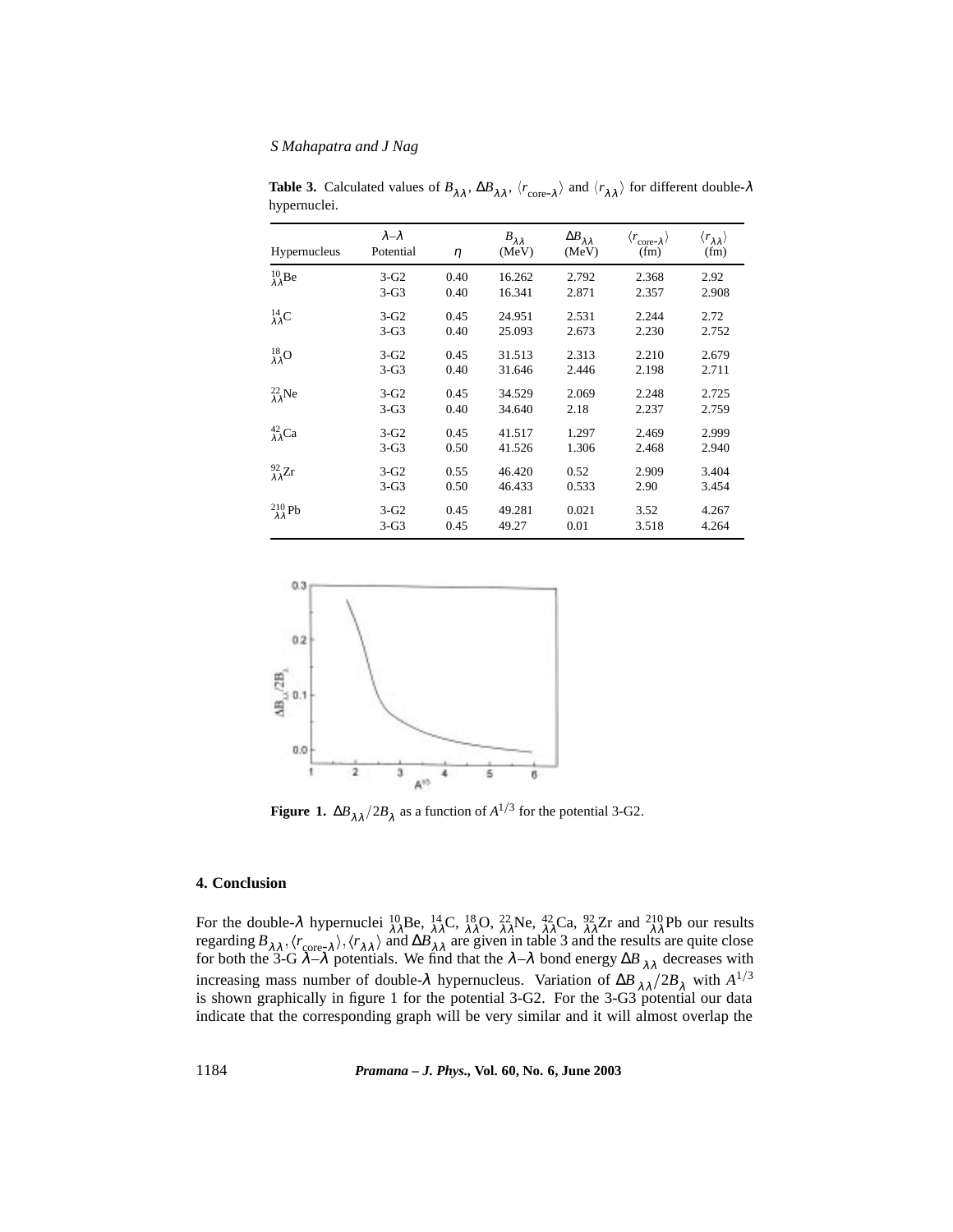**Table 3.** Calculated values of $B_{\lambda\lambda}$, $\Delta B_{\lambda\lambda}$, $\langle r_{\text{core-}\lambda}\rangle$ and $\langle r_{\lambda\lambda}\rangle$ for different double-$\lambda$ hypernuclei.

| Hypernucleus | $\lambda$–$\lambda$ Potential | $\eta$ | $B_{\lambda\lambda}$ (MeV) | $\Delta B_{\lambda\lambda}$ (MeV) | $\langle r_{\text{core-}\lambda}\rangle$ (fm) | $\langle r_{\lambda\lambda}\rangle$ (fm) |
|---|---|---|---|---|---|---|
| ${}^{10}_{\lambda\lambda}$Be | 3-G2 | 0.40 | 16.262 | 2.792 | 2.368 | 2.92 |
| | 3-G3 | 0.40 | 16.341 | 2.871 | 2.357 | 2.908 |
| ${}^{14}_{\lambda\lambda}$C | 3-G2 | 0.45 | 24.951 | 2.531 | 2.244 | 2.72 |
| | 3-G3 | 0.40 | 25.093 | 2.673 | 2.230 | 2.752 |
| ${}^{18}_{\lambda\lambda}$O | 3-G2 | 0.45 | 31.513 | 2.313 | 2.210 | 2.679 |
| | 3-G3 | 0.40 | 31.646 | 2.446 | 2.198 | 2.711 |
| ${}^{22}_{\lambda\lambda}$Ne | 3-G2 | 0.45 | 34.529 | 2.069 | 2.248 | 2.725 |
| | 3-G3 | 0.40 | 34.640 | 2.18 | 2.237 | 2.759 |
| ${}^{42}_{\lambda\lambda}$Ca | 3-G2 | 0.45 | 41.517 | 1.297 | 2.469 | 2.999 |
| | 3-G3 | 0.50 | 41.526 | 1.306 | 2.468 | 2.940 |
| ${}^{92}_{\lambda\lambda}$Zr | 3-G2 | 0.55 | 46.420 | 0.52 | 2.909 | 3.404 |
| | 3-G3 | 0.50 | 46.433 | 0.533 | 2.90 | 3.454 |
| ${}^{210}_{\lambda\lambda}$Pb | 3-G2 | 0.45 | 49.281 | 0.021 | 3.52 | 4.267 |
| | 3-G3 | 0.45 | 49.27 | 0.01 | 3.518 | 4.264 |

**Figure 1.** $\Delta B_{\lambda\lambda}/2B_{\lambda}$ as a function of $A^{1/3}$ for the potential 3-G2.

## 4. Conclusion

For the double-$\lambda$ hypernuclei ${}^{10}_{\lambda\lambda}$Be, ${}^{14}_{\lambda\lambda}$C, ${}^{18}_{\lambda\lambda}$O, ${}^{22}_{\lambda\lambda}$Ne, ${}^{42}_{\lambda\lambda}$Ca, ${}^{92}_{\lambda\lambda}$Zr and ${}^{210}_{\lambda\lambda}$Pb our results regarding $B_{\lambda\lambda}, \langle r_{\text{core-}\lambda}\rangle, \langle r_{\lambda\lambda}\rangle$ and $\Delta B_{\lambda\lambda}$ are given in table 3 and the results are quite close for both the 3-G $\lambda$–$\lambda$ potentials. We find that the $\lambda$–$\lambda$ bond energy $\Delta B_{\lambda\lambda}$ decreases with increasing mass number of double-$\lambda$ hypernucleus. Variation of $\Delta B_{\lambda\lambda}/2B_{\lambda}$ with $A^{1/3}$ is shown graphically in figure 1 for the potential 3-G2. For the 3-G3 potential our data indicate that the corresponding graph will be very similar and it will almost overlap the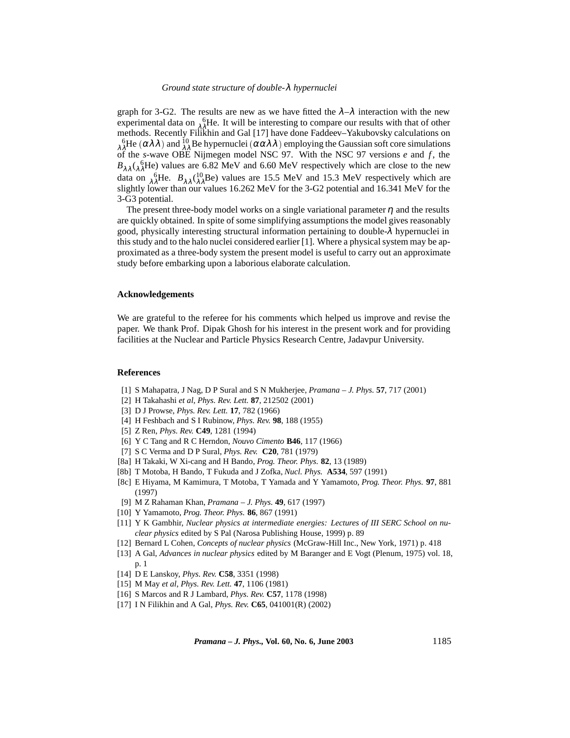graph for 3-G2. The results are new as we have fitted the $\lambda$–$\lambda$ interaction with the new experimental data on ${}_{\lambda\lambda}^{6}$He. It will be interesting to compare our results with that of other methods. Recently Filikhin and Gal [17] have done Faddeev–Yakubovsky calculations on ${}_{\lambda\lambda}^{6}$He ($\alpha\lambda\lambda$) and ${}_{\lambda\lambda}^{10}$Be hypernuclei ($\alpha\alpha\lambda\lambda$) employing the Gaussian soft core simulations of the *s*-wave OBE Nijmegen model NSC 97. With the NSC 97 versions *e* and *f*, the $B_{\lambda\lambda}({}_{\lambda\lambda}^{6}\text{He})$ values are 6.82 MeV and 6.60 MeV respectively which are close to the new data on ${}_{\lambda\lambda}^{6}$He. $B_{\lambda\lambda}({}_{\lambda\lambda}^{10}\text{Be})$ values are 15.5 MeV and 15.3 MeV respectively which are slightly lower than our values 16.262 MeV for the 3-G2 potential and 16.341 MeV for the 3-G3 potential.

The present three-body model works on a single variational parameter $\eta$ and the results are quickly obtained. In spite of some simplifying assumptions the model gives reasonably good, physically interesting structural information pertaining to double-$\lambda$ hypernuclei in this study and to the halo nuclei considered earlier [1]. Where a physical system may be approximated as a three-body system the present model is useful to carry out an approximate study before embarking upon a laborious elaborate calculation.

## Acknowledgements

We are grateful to the referee for his comments which helped us improve and revise the paper. We thank Prof. Dipak Ghosh for his interest in the present work and for providing facilities at the Nuclear and Particle Physics Research Centre, Jadavpur University.

## References

[1] S Mahapatra, J Nag, D P Sural and S N Mukherjee, *Pramana – J. Phys.* **57**, 717 (2001)

[2] H Takahashi *et al*, *Phys. Rev. Lett.* **87**, 212502 (2001)

[3] D J Prowse, *Phys. Rev. Lett.* **17**, 782 (1966)

[4] H Feshbach and S I Rubinow, *Phys. Rev.* **98**, 188 (1955)

[5] Z Ren, *Phys. Rev.* **C49**, 1281 (1994)

[6] Y C Tang and R C Herndon, *Nouvo Cimento* **B46**, 117 (1966)

[7] S C Verma and D P Sural, *Phys. Rev.* **C20**, 781 (1979)

[8a] H Takaki, W Xi-cang and H Bando, *Prog. Theor. Phys.* **82**, 13 (1989)

[8b] T Motoba, H Bando, T Fukuda and J Zofka, *Nucl. Phys.* **A534**, 597 (1991)

[8c] E Hiyama, M Kamimura, T Motoba, T Yamada and Y Yamamoto, *Prog. Theor. Phys.* **97**, 881 (1997)

[9] M Z Rahaman Khan, *Pramana – J. Phys.* **49**, 617 (1997)

[10] Y Yamamoto, *Prog. Theor. Phys.* **86**, 867 (1991)

[11] Y K Gambhir, *Nuclear physics at intermediate energies: Lectures of III SERC School on nuclear physics* edited by S Pal (Narosa Publishing House, 1999) p. 89

[12] Bernard L Cohen, *Concepts of nuclear physics* (McGraw-Hill Inc., New York, 1971) p. 418

[13] A Gal, *Advances in nuclear physics* edited by M Baranger and E Vogt (Plenum, 1975) vol. 18, p. 1

[14] D E Lanskoy, *Phys. Rev.* **C58**, 3351 (1998)

[15] M May *et al*, *Phys. Rev. Lett.* **47**, 1106 (1981)

[16] S Marcos and R J Lambard, *Phys. Rev.* **C57**, 1178 (1998)

[17] I N Filikhin and A Gal, *Phys. Rev.* **C65**, 041001(R) (2002)